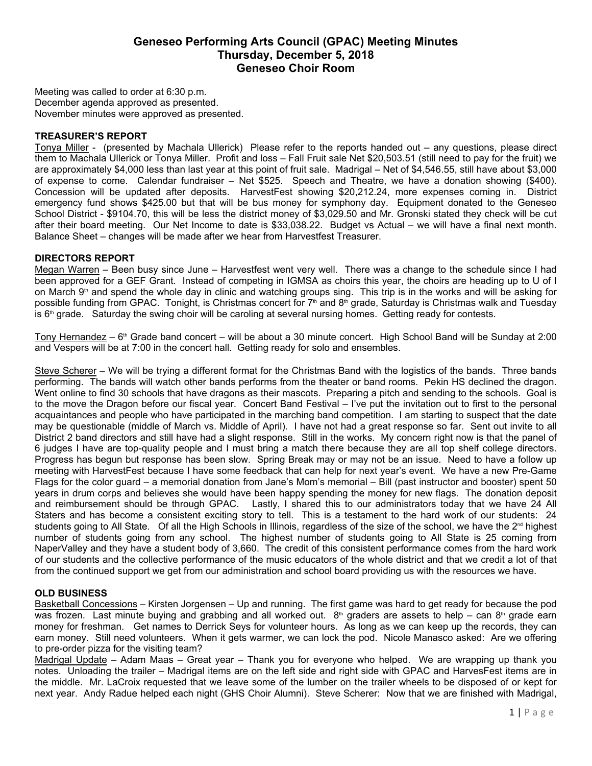# Geneseo Performing Arts Council (GPAC) Meeting Minutes
## Thursday, December 5, 2018
## Geneseo Choir Room

Meeting was called to order at 6:30 p.m.
December agenda approved as presented.
November minutes were approved as presented.

**TREASURER'S REPORT**

Tonya Miller - (presented by Machala Ullerick) Please refer to the reports handed out – any questions, please direct them to Machala Ullerick or Tonya Miller. Profit and loss – Fall Fruit sale Net $20,503.51 (still need to pay for the fruit) we are approximately $4,000 less than last year at this point of fruit sale. Madrigal – Net of $4,546.55, still have about $3,000 of expense to come. Calendar fundraiser – Net $525. Speech and Theatre, we have a donation showing ($400). Concession will be updated after deposits. HarvestFest showing $20,212.24, more expenses coming in. District emergency fund shows $425.00 but that will be bus money for symphony day. Equipment donated to the Geneseo School District - $9104.70, this will be less the district money of $3,029.50 and Mr. Gronski stated they check will be cut after their board meeting. Our Net Income to date is $33,038.22. Budget vs Actual – we will have a final next month. Balance Sheet – changes will be made after we hear from Harvestfest Treasurer.

**DIRECTORS REPORT**

Megan Warren – Been busy since June – Harvestfest went very well. There was a change to the schedule since I had been approved for a GEF Grant. Instead of competing in IGMSA as choirs this year, the choirs are heading up to U of I on March 9th and spend the whole day in clinic and watching groups sing. This trip is in the works and will be asking for possible funding from GPAC. Tonight, is Christmas concert for 7th and 8th grade, Saturday is Christmas walk and Tuesday is 6th grade. Saturday the swing choir will be caroling at several nursing homes. Getting ready for contests.

Tony Hernandez – 6th Grade band concert – will be about a 30 minute concert. High School Band will be Sunday at 2:00 and Vespers will be at 7:00 in the concert hall. Getting ready for solo and ensembles.

Steve Scherer – We will be trying a different format for the Christmas Band with the logistics of the bands. Three bands performing. The bands will watch other bands performs from the theater or band rooms. Pekin HS declined the dragon. Went online to find 30 schools that have dragons as their mascots. Preparing a pitch and sending to the schools. Goal is to the move the Dragon before our fiscal year. Concert Band Festival – I've put the invitation out to first to the personal acquaintances and people who have participated in the marching band competition. I am starting to suspect that the date may be questionable (middle of March vs. Middle of April). I have not had a great response so far. Sent out invite to all District 2 band directors and still have had a slight response. Still in the works. My concern right now is that the panel of 6 judges I have are top-quality people and I must bring a match there because they are all top shelf college directors. Progress has begun but response has been slow. Spring Break may or may not be an issue. Need to have a follow up meeting with HarvestFest because I have some feedback that can help for next year's event. We have a new Pre-Game Flags for the color guard – a memorial donation from Jane's Mom's memorial – Bill (past instructor and booster) spent 50 years in drum corps and believes she would have been happy spending the money for new flags. The donation deposit and reimbursement should be through GPAC. Lastly, I shared this to our administrators today that we have 24 All Staters and has become a consistent exciting story to tell. This is a testament to the hard work of our students: 24 students going to All State. Of all the High Schools in Illinois, regardless of the size of the school, we have the 2nd highest number of students going from any school. The highest number of students going to All State is 25 coming from NaperValley and they have a student body of 3,660. The credit of this consistent performance comes from the hard work of our students and the collective performance of the music educators of the whole district and that we credit a lot of that from the continued support we get from our administration and school board providing us with the resources we have.

**OLD BUSINESS**

Basketball Concessions – Kirsten Jorgensen – Up and running. The first game was hard to get ready for because the pod was frozen. Last minute buying and grabbing and all worked out. 8th graders are assets to help – can 8th grade earn money for freshman. Get names to Derrick Seys for volunteer hours. As long as we can keep up the records, they can earn money. Still need volunteers. When it gets warmer, we can lock the pod. Nicole Manasco asked: Are we offering to pre-order pizza for the visiting team?

Madrigal Update – Adam Maas – Great year – Thank you for everyone who helped. We are wrapping up thank you notes. Unloading the trailer – Madrigal items are on the left side and right side with GPAC and HarvesFest items are in the middle. Mr. LaCroix requested that we leave some of the lumber on the trailer wheels to be disposed of or kept for next year. Andy Radue helped each night (GHS Choir Alumni). Steve Scherer: Now that we are finished with Madrigal,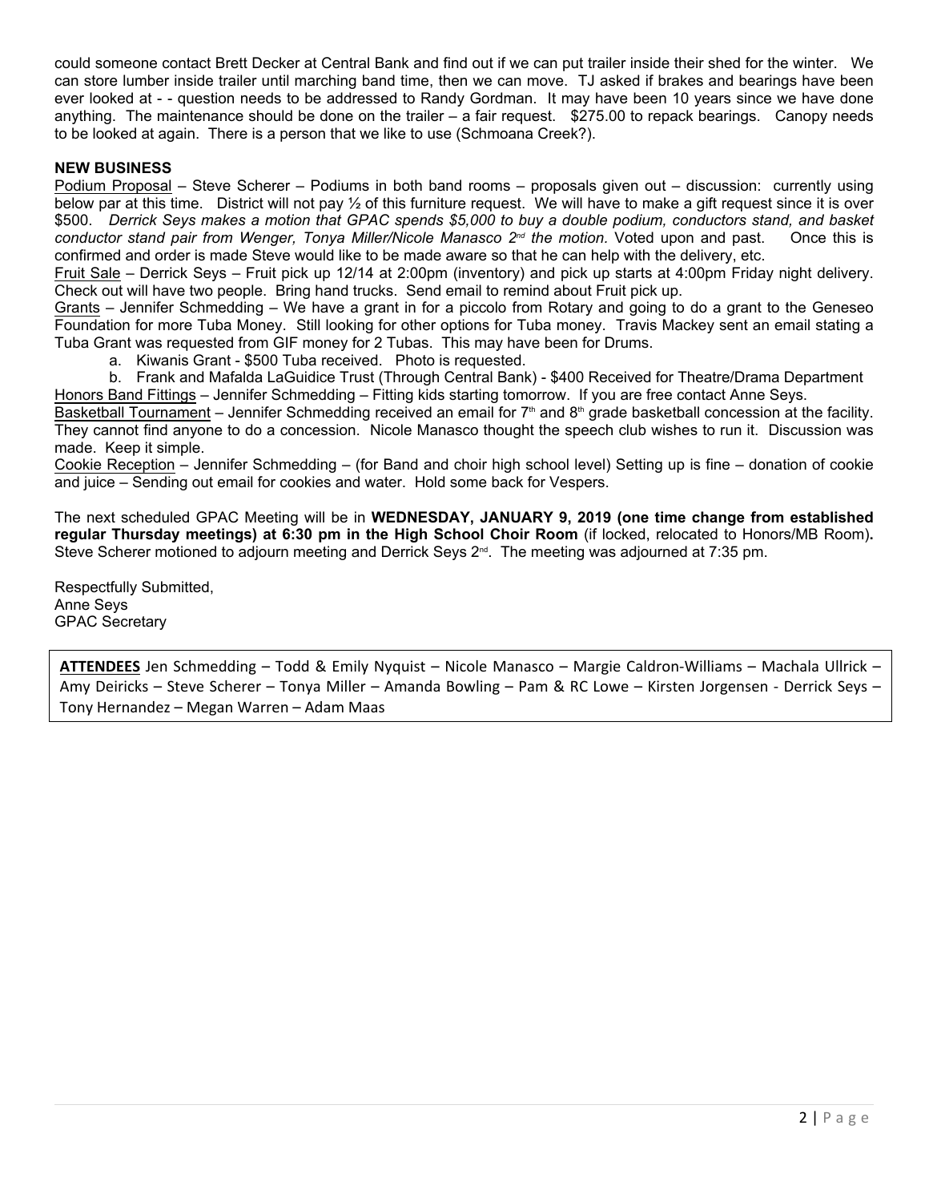could someone contact Brett Decker at Central Bank and find out if we can put trailer inside their shed for the winter. We can store lumber inside trailer until marching band time, then we can move. TJ asked if brakes and bearings have been ever looked at - - question needs to be addressed to Randy Gordman. It may have been 10 years since we have done anything. The maintenance should be done on the trailer – a fair request. $275.00 to repack bearings. Canopy needs to be looked at again. There is a person that we like to use (Schmoana Creek?).

**NEW BUSINESS**

Podium Proposal – Steve Scherer – Podiums in both band rooms – proposals given out – discussion: currently using below par at this time. District will not pay ½ of this furniture request. We will have to make a gift request since it is over $500. *Derrick Seys makes a motion that GPAC spends $5,000 to buy a double podium, conductors stand, and basket conductor stand pair from Wenger, Tonya Miller/Nicole Manasco 2nd the motion*. Voted upon and past. Once this is confirmed and order is made Steve would like to be made aware so that he can help with the delivery, etc.

Fruit Sale – Derrick Seys – Fruit pick up 12/14 at 2:00pm (inventory) and pick up starts at 4:00pm Friday night delivery. Check out will have two people. Bring hand trucks. Send email to remind about Fruit pick up.

Grants – Jennifer Schmedding – We have a grant in for a piccolo from Rotary and going to do a grant to the Geneseo Foundation for more Tuba Money. Still looking for other options for Tuba money. Travis Mackey sent an email stating a Tuba Grant was requested from GIF money for 2 Tubas. This may have been for Drums.

a. Kiwanis Grant - $500 Tuba received. Photo is requested.
b. Frank and Mafalda LaGuidice Trust (Through Central Bank) - $400 Received for Theatre/Drama Department

Honors Band Fittings – Jennifer Schmedding – Fitting kids starting tomorrow. If you are free contact Anne Seys.

Basketball Tournament – Jennifer Schmedding received an email for 7th and 8th grade basketball concession at the facility. They cannot find anyone to do a concession. Nicole Manasco thought the speech club wishes to run it. Discussion was made. Keep it simple.

Cookie Reception – Jennifer Schmedding – (for Band and choir high school level) Setting up is fine – donation of cookie and juice – Sending out email for cookies and water. Hold some back for Vespers.

The next scheduled GPAC Meeting will be in **WEDNESDAY, JANUARY 9, 2019 (one time change from established regular Thursday meetings) at 6:30 pm in the High School Choir Room** (if locked, relocated to Honors/MB Room)**.** Steve Scherer motioned to adjourn meeting and Derrick Seys 2nd. The meeting was adjourned at 7:35 pm.

Respectfully Submitted,
Anne Seys
GPAC Secretary

**ATTENDEES** Jen Schmedding – Todd & Emily Nyquist – Nicole Manasco – Margie Caldron-Williams – Machala Ullrick – Amy Deiricks – Steve Scherer – Tonya Miller – Amanda Bowling – Pam & RC Lowe – Kirsten Jorgensen - Derrick Seys – Tony Hernandez – Megan Warren – Adam Maas